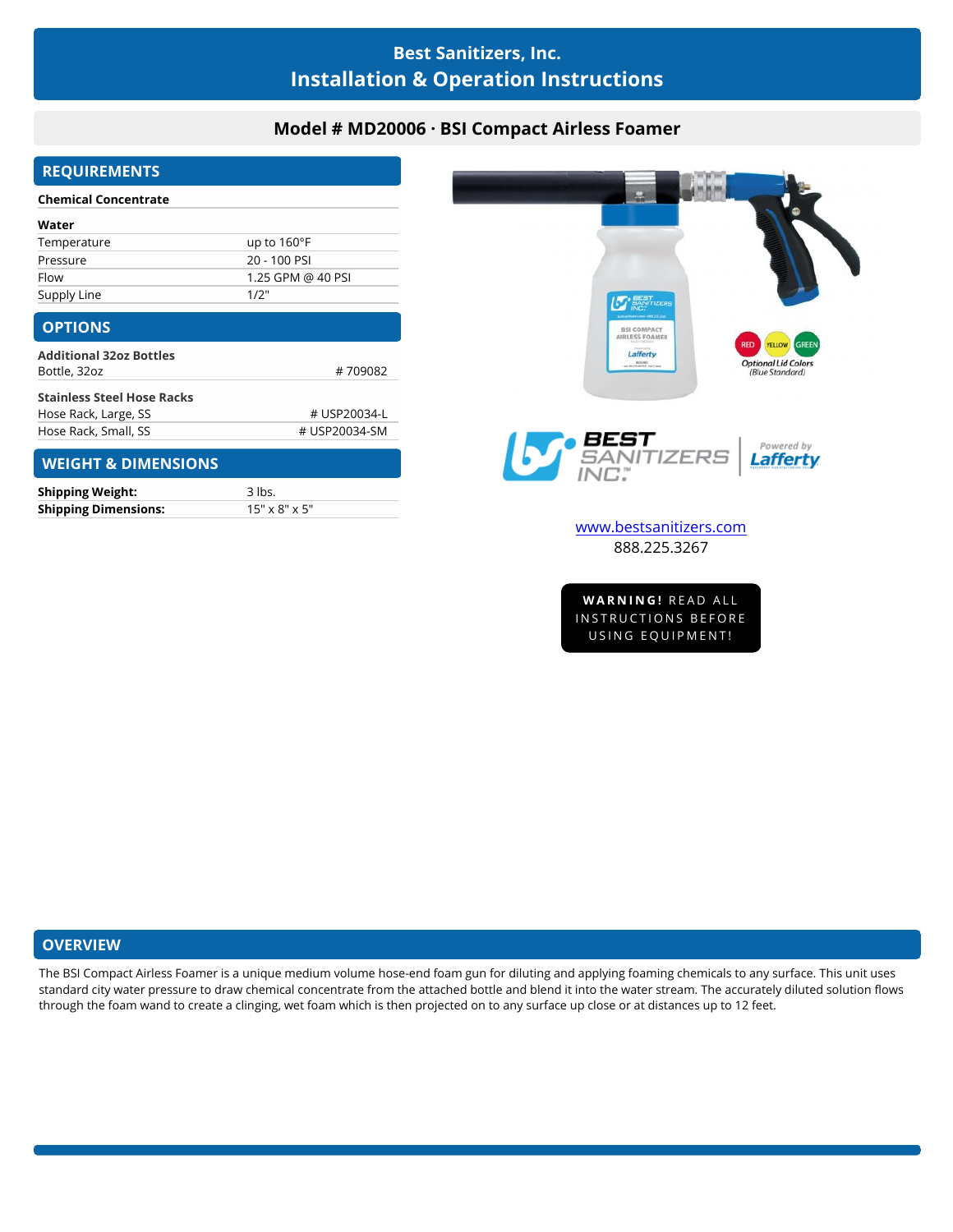# Best Sanitizers, Inc.
# Installation & Operation Instructions

## Model # MD20006 · BSI Compact Airless Foamer

## REQUIREMENTS

**Chemical Concentrate**

**Water**

| | |
|---|---|
| Temperature | up to 160°F |
| Pressure | 20 - 100 PSI |
| Flow | 1.25 GPM @ 40 PSI |
| Supply Line | 1/2" |

## OPTIONS

**Additional 32oz Bottles**

| | |
|---|---|
| Bottle, 32oz | # 709082 |

**Stainless Steel Hose Racks**

| | |
|---|---|
| Hose Rack, Large, SS | # USP20034-L |
| Hose Rack, Small, SS | # USP20034-SM |

## WEIGHT & DIMENSIONS

| | |
|---|---|
| **Shipping Weight:** | 3 lbs. |
| **Shipping Dimensions:** | 15" x 8" x 5" |

RED YELLOW GREEN

*Optional Lid Colors (Blue Standard)*

BEST SANITIZERS INC. | Powered by Lafferty

www.bestsanitizers.com
888.225.3267

**WARNING!** READ ALL INSTRUCTIONS BEFORE USING EQUIPMENT!

## OVERVIEW

The BSI Compact Airless Foamer is a unique medium volume hose-end foam gun for diluting and applying foaming chemicals to any surface. This unit uses standard city water pressure to draw chemical concentrate from the attached bottle and blend it into the water stream. The accurately diluted solution flows through the foam wand to create a clinging, wet foam which is then projected on to any surface up close or at distances up to 12 feet.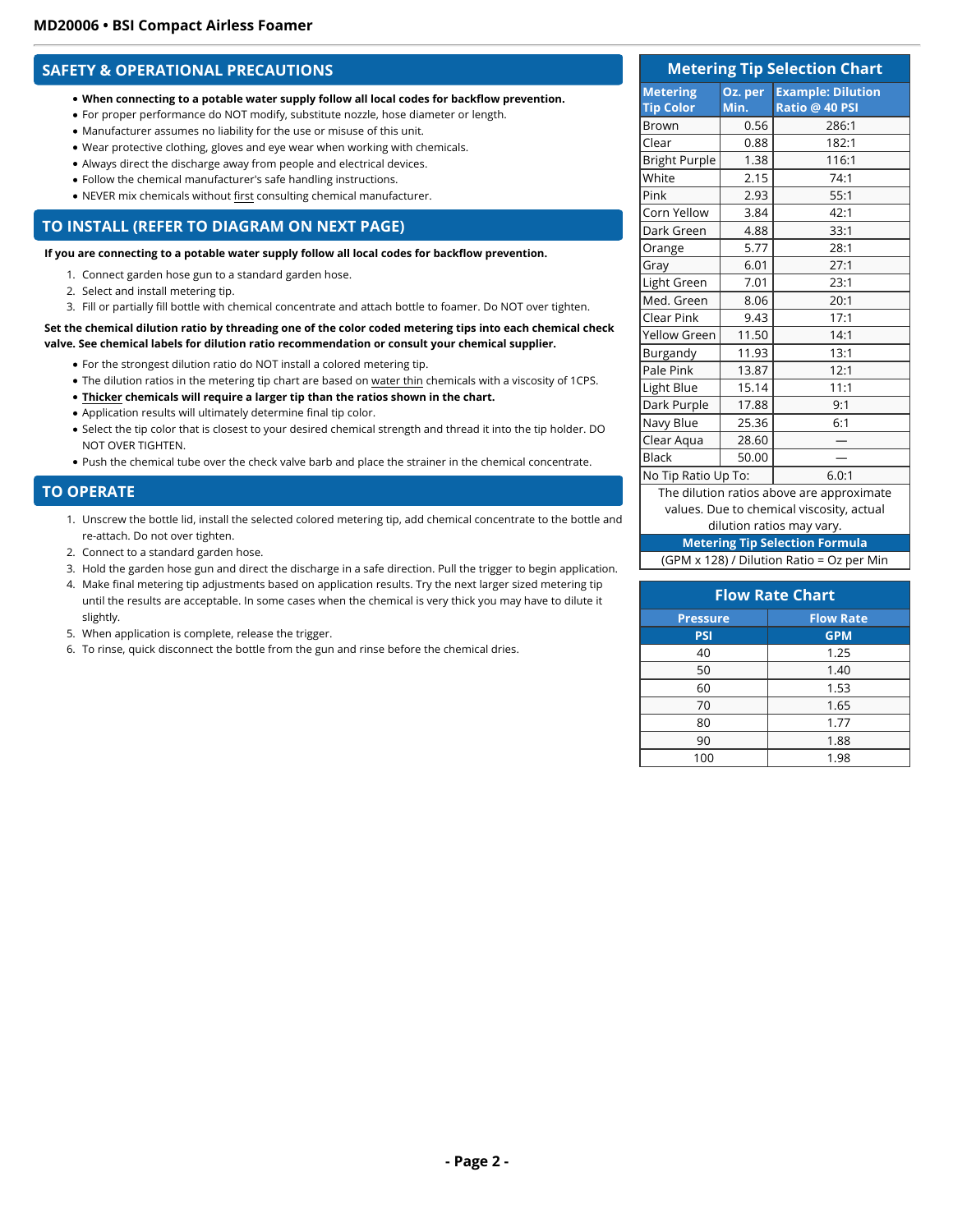## SAFETY & OPERATIONAL PRECAUTIONS

- **When connecting to a potable water supply follow all local codes for backflow prevention.**
- For proper performance do NOT modify, substitute nozzle, hose diameter or length.
- Manufacturer assumes no liability for the use or misuse of this unit.
- Wear protective clothing, gloves and eye wear when working with chemicals.
- Always direct the discharge away from people and electrical devices.
- Follow the chemical manufacturer's safe handling instructions.
- NEVER mix chemicals without first consulting chemical manufacturer.

## TO INSTALL (REFER TO DIAGRAM ON NEXT PAGE)

**If you are connecting to a potable water supply follow all local codes for backflow prevention.**

1. Connect garden hose gun to a standard garden hose.
2. Select and install metering tip.
3. Fill or partially fill bottle with chemical concentrate and attach bottle to foamer. Do NOT over tighten.

**Set the chemical dilution ratio by threading one of the color coded metering tips into each chemical check valve. See chemical labels for dilution ratio recommendation or consult your chemical supplier.**

- For the strongest dilution ratio do NOT install a colored metering tip.
- The dilution ratios in the metering tip chart are based on water thin chemicals with a viscosity of 1CPS.
- **Thicker chemicals will require a larger tip than the ratios shown in the chart.**
- Application results will ultimately determine final tip color.
- Select the tip color that is closest to your desired chemical strength and thread it into the tip holder. DO NOT OVER TIGHTEN.
- Push the chemical tube over the check valve barb and place the strainer in the chemical concentrate.

## TO OPERATE

1. Unscrew the bottle lid, install the selected colored metering tip, add chemical concentrate to the bottle and re-attach. Do not over tighten.
2. Connect to a standard garden hose.
3. Hold the garden hose gun and direct the discharge in a safe direction. Pull the trigger to begin application.
4. Make final metering tip adjustments based on application results. Try the next larger sized metering tip until the results are acceptable. In some cases when the chemical is very thick you may have to dilute it slightly.
5. When application is complete, release the trigger.
6. To rinse, quick disconnect the bottle from the gun and rinse before the chemical dries.

### Metering Tip Selection Chart

| Metering Tip Color | Oz. per Min. | Example: Dilution Ratio @ 40 PSI |
|---|---|---|
| Brown | 0.56 | 286:1 |
| Clear | 0.88 | 182:1 |
| Bright Purple | 1.38 | 116:1 |
| White | 2.15 | 74:1 |
| Pink | 2.93 | 55:1 |
| Corn Yellow | 3.84 | 42:1 |
| Dark Green | 4.88 | 33:1 |
| Orange | 5.77 | 28:1 |
| Gray | 6.01 | 27:1 |
| Light Green | 7.01 | 23:1 |
| Med. Green | 8.06 | 20:1 |
| Clear Pink | 9.43 | 17:1 |
| Yellow Green | 11.50 | 14:1 |
| Burgandy | 11.93 | 13:1 |
| Pale Pink | 13.87 | 12:1 |
| Light Blue | 15.14 | 11:1 |
| Dark Purple | 17.88 | 9:1 |
| Navy Blue | 25.36 | 6:1 |
| Clear Aqua | 28.60 | — |
| Black | 50.00 | — |
| No Tip Ratio Up To: | | 6.0:1 |

The dilution ratios above are approximate values. Due to chemical viscosity, actual dilution ratios may vary.

**Metering Tip Selection Formula**

(GPM x 128) / Dilution Ratio = Oz per Min

### Flow Rate Chart

| Pressure | Flow Rate |
|---|---|
| PSI | GPM |
| 40 | 1.25 |
| 50 | 1.40 |
| 60 | 1.53 |
| 70 | 1.65 |
| 80 | 1.77 |
| 90 | 1.88 |
| 100 | 1.98 |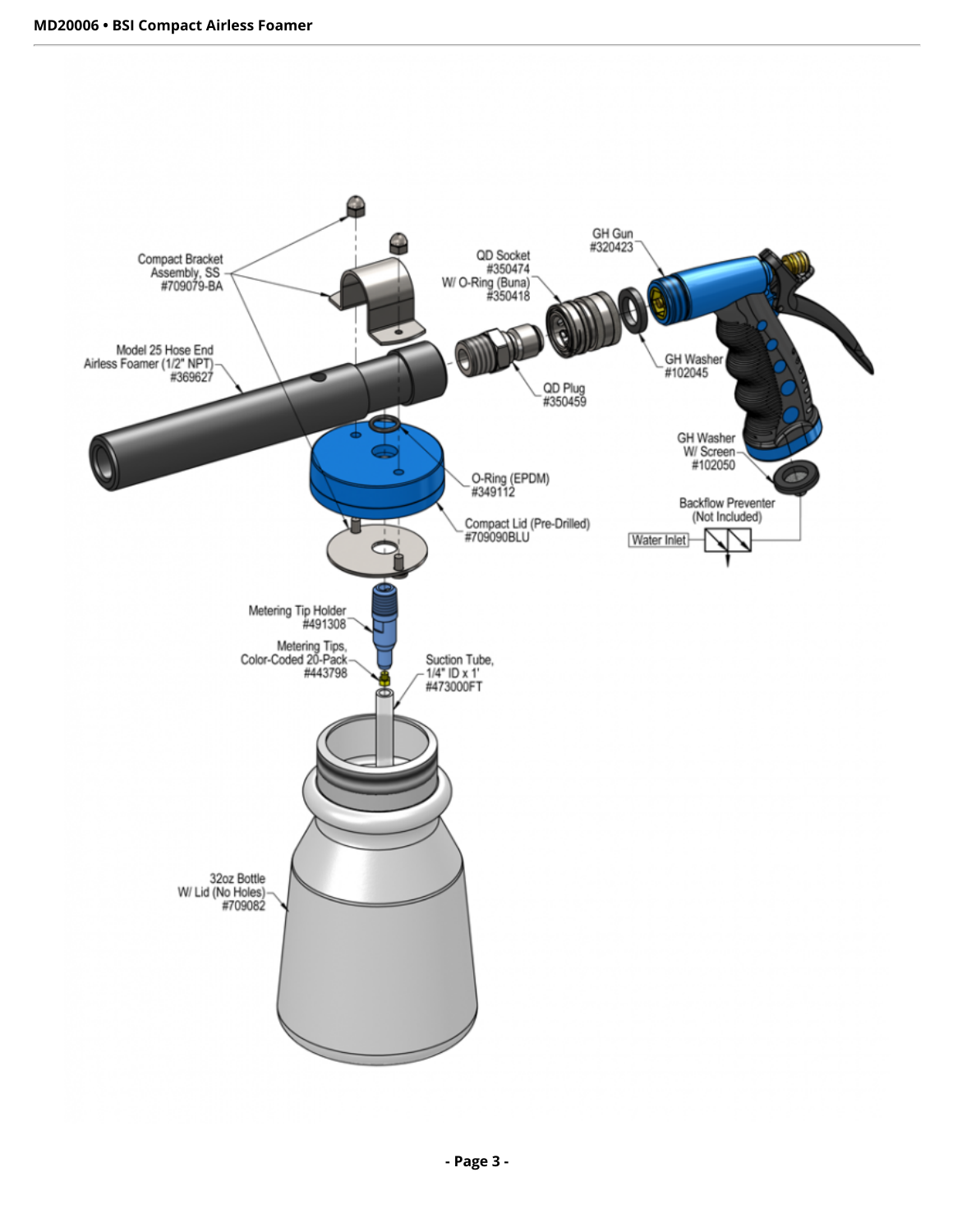Compact Bracket Assembly, SS #709079-BA

Model 25 Hose End Airless Foamer (1/2" NPT) #369627

QD Socket #350474 W/ O-Ring (Buna) #350418

GH Gun #320423

GH Washer #102045

QD Plug #350459

GH Washer W/ Screen #102050

Backflow Preventer (Not Included)

Water Inlet

O-Ring (EPDM) #349112

Compact Lid (Pre-Drilled) #709090BLU

Metering Tip Holder #491308

Metering Tips, Color-Coded 20-Pack #443798

Suction Tube, 1/4" ID x 1' #473000FT

32oz Bottle W/ Lid (No Holes) #709082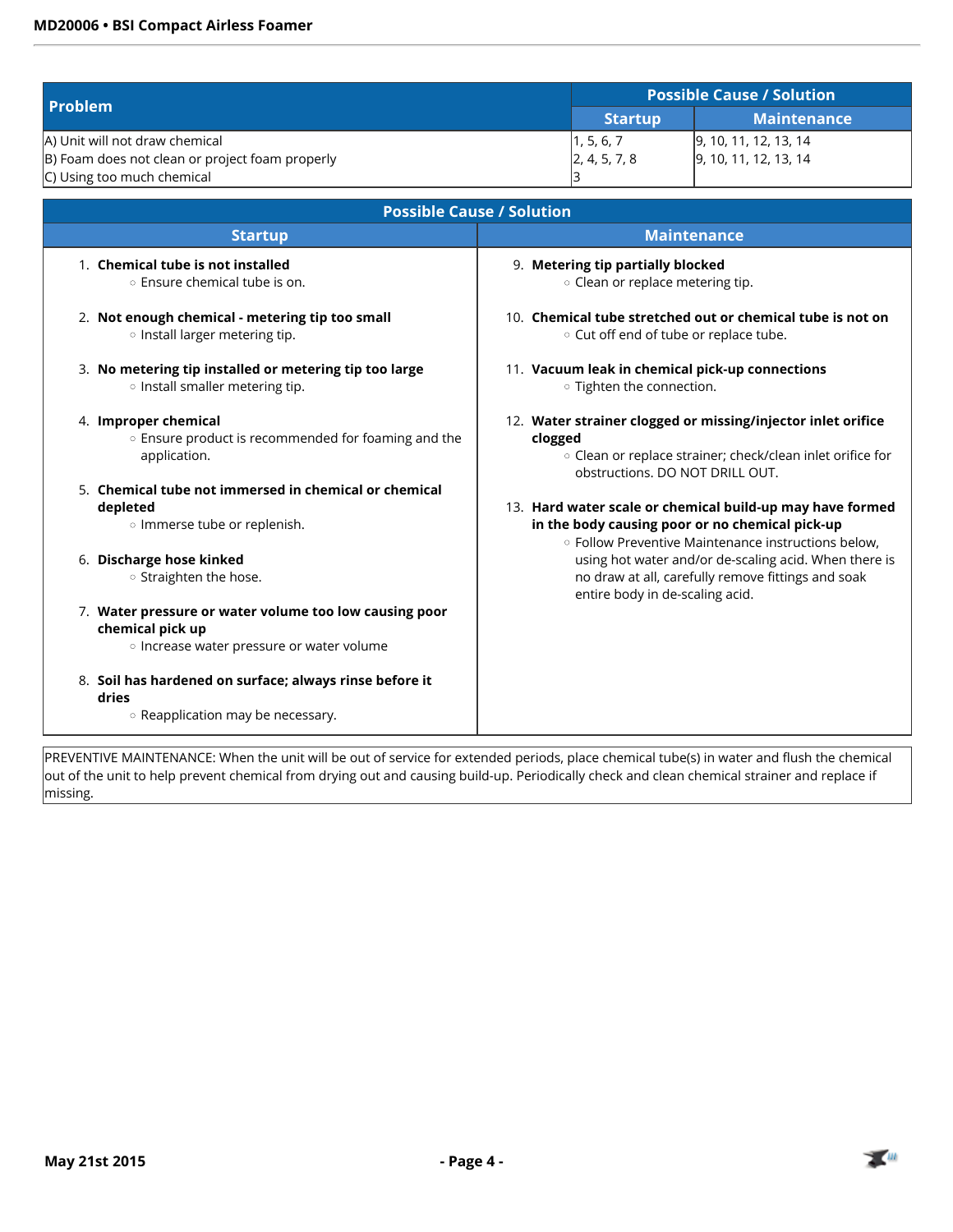| Problem | Possible Cause / Solution | |
|---|---|---|
| | **Startup** | **Maintenance** |
| A) Unit will not draw chemical | 1, 5, 6, 7 | 9, 10, 11, 12, 13, 14 |
| B) Foam does not clean or project foam properly | 2, 4, 5, 7, 8 | 9, 10, 11, 12, 13, 14 |
| C) Using too much chemical | 3 | |

## Possible Cause / Solution

### Startup

1. **Chemical tube is not installed**
   - Ensure chemical tube is on.
2. **Not enough chemical - metering tip too small**
   - Install larger metering tip.
3. **No metering tip installed or metering tip too large**
   - Install smaller metering tip.
4. **Improper chemical**
   - Ensure product is recommended for foaming and the application.
5. **Chemical tube not immersed in chemical or chemical depleted**
   - Immerse tube or replenish.
6. **Discharge hose kinked**
   - Straighten the hose.
7. **Water pressure or water volume too low causing poor chemical pick up**
   - Increase water pressure or water volume
8. **Soil has hardened on surface; always rinse before it dries**
   - Reapplication may be necessary.

### Maintenance

9. **Metering tip partially blocked**
   - Clean or replace metering tip.
10. **Chemical tube stretched out or chemical tube is not on**
    - Cut off end of tube or replace tube.
11. **Vacuum leak in chemical pick-up connections**
    - Tighten the connection.
12. **Water strainer clogged or missing/injector inlet orifice clogged**
    - Clean or replace strainer; check/clean inlet orifice for obstructions. DO NOT DRILL OUT.
13. **Hard water scale or chemical build-up may have formed in the body causing poor or no chemical pick-up**
    - Follow Preventive Maintenance instructions below, using hot water and/or de-scaling acid. When there is no draw at all, carefully remove fittings and soak entire body in de-scaling acid.

PREVENTIVE MAINTENANCE: When the unit will be out of service for extended periods, place chemical tube(s) in water and flush the chemical out of the unit to help prevent chemical from drying out and causing build-up. Periodically check and clean chemical strainer and replace if missing.